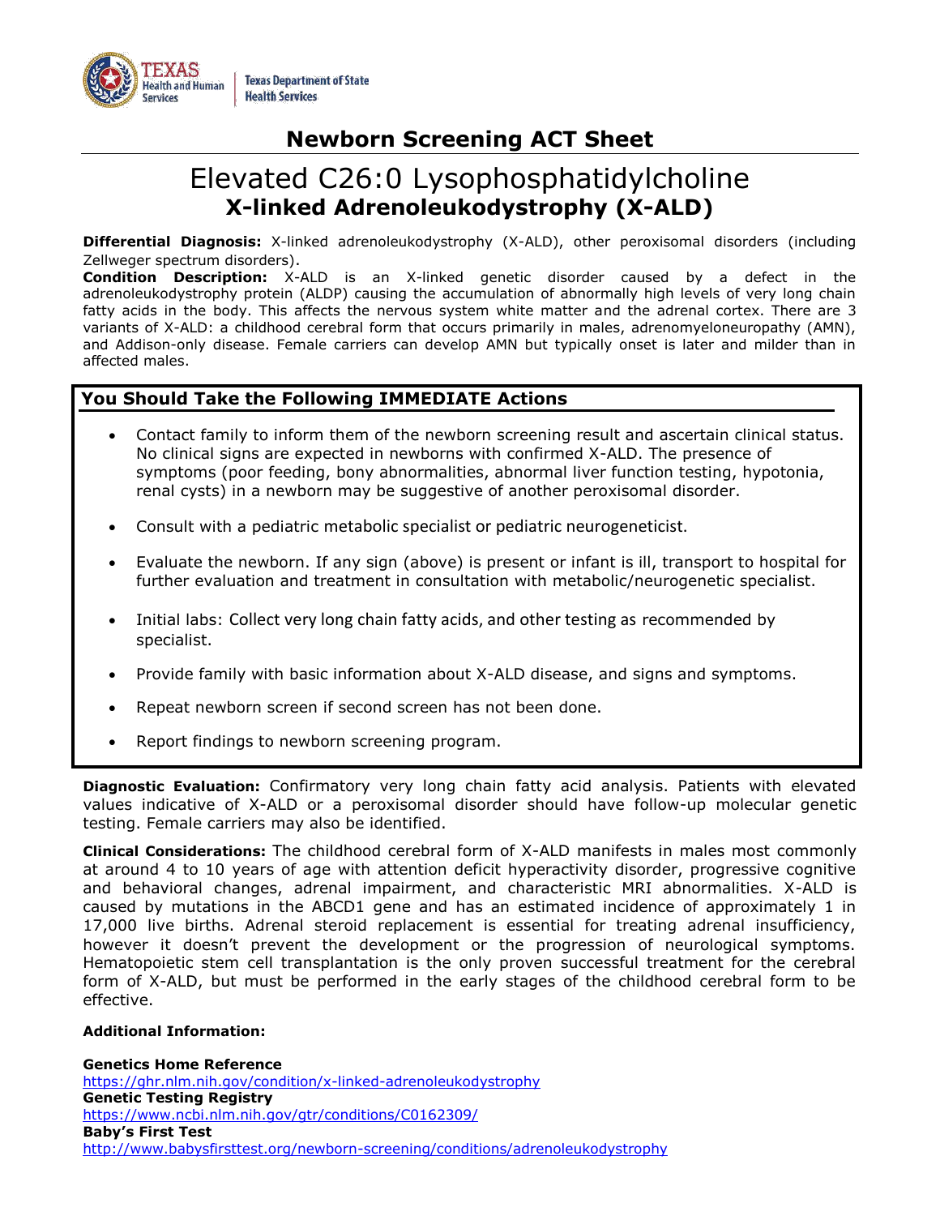Texas Health and Human Services | Texas Department of State Health Services

## Newborn Screening ACT Sheet

# Elevated C26:0 Lysophosphatidylcholine
## X-linked Adrenoleukodystrophy (X-ALD)

**Differential Diagnosis:** X-linked adrenoleukodystrophy (X-ALD), other peroxisomal disorders (including Zellweger spectrum disorders).

**Condition Description:** X-ALD is an X-linked genetic disorder caused by a defect in the adrenoleukodystrophy protein (ALDP) causing the accumulation of abnormally high levels of very long chain fatty acids in the body. This affects the nervous system white matter and the adrenal cortex. There are 3 variants of X-ALD: a childhood cerebral form that occurs primarily in males, adrenomyeloneuropathy (AMN), and Addison-only disease. Female carriers can develop AMN but typically onset is later and milder than in affected males.

### You Should Take the Following IMMEDIATE Actions

- Contact family to inform them of the newborn screening result and ascertain clinical status. No clinical signs are expected in newborns with confirmed X-ALD. The presence of symptoms (poor feeding, bony abnormalities, abnormal liver function testing, hypotonia, renal cysts) in a newborn may be suggestive of another peroxisomal disorder.
- Consult with a pediatric metabolic specialist or pediatric neurogeneticist.
- Evaluate the newborn. If any sign (above) is present or infant is ill, transport to hospital for further evaluation and treatment in consultation with metabolic/neurogenetic specialist.
- Initial labs: Collect very long chain fatty acids, and other testing as recommended by specialist.
- Provide family with basic information about X-ALD disease, and signs and symptoms.
- Repeat newborn screen if second screen has not been done.
- Report findings to newborn screening program.

**Diagnostic Evaluation:** Confirmatory very long chain fatty acid analysis. Patients with elevated values indicative of X-ALD or a peroxisomal disorder should have follow-up molecular genetic testing. Female carriers may also be identified.

**Clinical Considerations:** The childhood cerebral form of X-ALD manifests in males most commonly at around 4 to 10 years of age with attention deficit hyperactivity disorder, progressive cognitive and behavioral changes, adrenal impairment, and characteristic MRI abnormalities. X-ALD is caused by mutations in the ABCD1 gene and has an estimated incidence of approximately 1 in 17,000 live births. Adrenal steroid replacement is essential for treating adrenal insufficiency, however it doesn't prevent the development or the progression of neurological symptoms. Hematopoietic stem cell transplantation is the only proven successful treatment for the cerebral form of X-ALD, but must be performed in the early stages of the childhood cerebral form to be effective.

**Additional Information:**

**Genetics Home Reference**
https://ghr.nlm.nih.gov/condition/x-linked-adrenoleukodystrophy

**Genetic Testing Registry**
https://www.ncbi.nlm.nih.gov/gtr/conditions/C0162309/

**Baby's First Test**
http://www.babysfirsttest.org/newborn-screening/conditions/adrenoleukodystrophy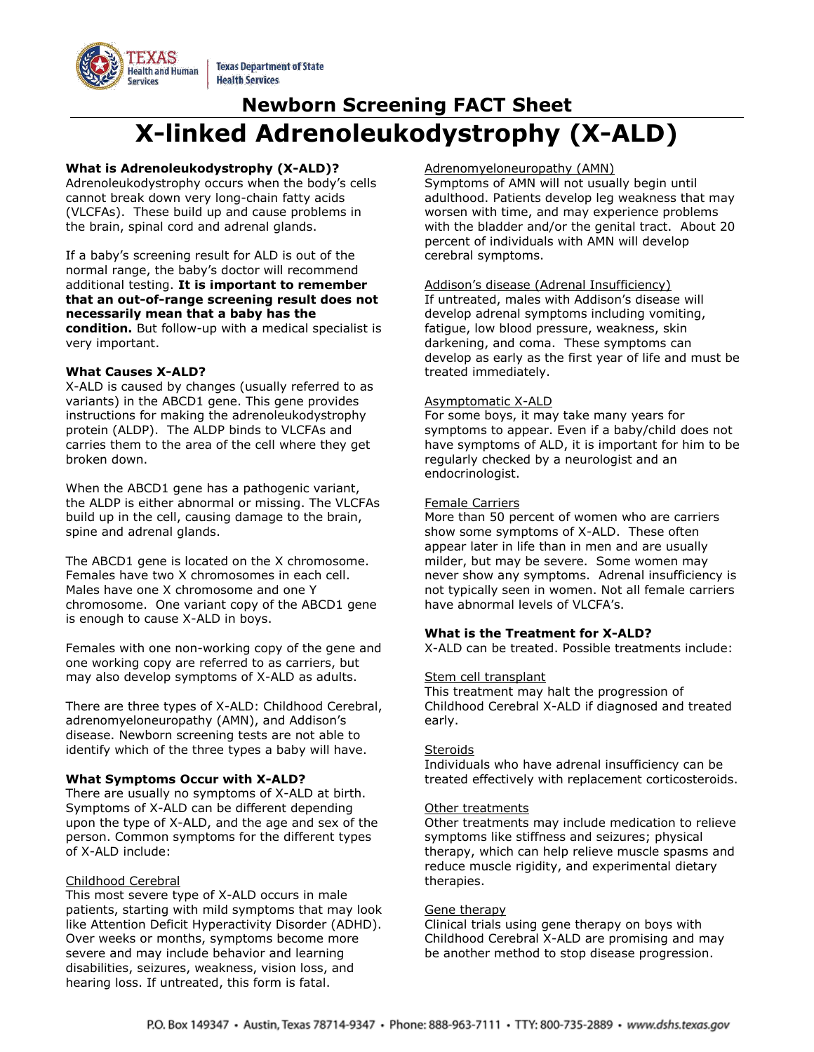## Newborn Screening FACT Sheet

# X-linked Adrenoleukodystrophy (X-ALD)

**What is Adrenoleukodystrophy (X-ALD)?**

Adrenoleukodystrophy occurs when the body's cells cannot break down very long-chain fatty acids (VLCFAs). These build up and cause problems in the brain, spinal cord and adrenal glands.

If a baby's screening result for ALD is out of the normal range, the baby's doctor will recommend additional testing. **It is important to remember that an out-of-range screening result does not necessarily mean that a baby has the condition.** But follow-up with a medical specialist is very important.

**What Causes X-ALD?**

X-ALD is caused by changes (usually referred to as variants) in the ABCD1 gene. This gene provides instructions for making the adrenoleukodystrophy protein (ALDP). The ALDP binds to VLCFAs and carries them to the area of the cell where they get broken down.

When the ABCD1 gene has a pathogenic variant, the ALDP is either abnormal or missing. The VLCFAs build up in the cell, causing damage to the brain, spine and adrenal glands.

The ABCD1 gene is located on the X chromosome. Females have two X chromosomes in each cell. Males have one X chromosome and one Y chromosome. One variant copy of the ABCD1 gene is enough to cause X-ALD in boys.

Females with one non-working copy of the gene and one working copy are referred to as carriers, but may also develop symptoms of X-ALD as adults.

There are three types of X-ALD: Childhood Cerebral, adrenomyeloneuropathy (AMN), and Addison's disease. Newborn screening tests are not able to identify which of the three types a baby will have.

**What Symptoms Occur with X-ALD?**

There are usually no symptoms of X-ALD at birth. Symptoms of X-ALD can be different depending upon the type of X-ALD, and the age and sex of the person. Common symptoms for the different types of X-ALD include:

<u>Childhood Cerebral</u>

This most severe type of X-ALD occurs in male patients, starting with mild symptoms that may look like Attention Deficit Hyperactivity Disorder (ADHD). Over weeks or months, symptoms become more severe and may include behavior and learning disabilities, seizures, weakness, vision loss, and hearing loss. If untreated, this form is fatal.

<u>Adrenomyeloneuropathy (AMN)</u>

Symptoms of AMN will not usually begin until adulthood. Patients develop leg weakness that may worsen with time, and may experience problems with the bladder and/or the genital tract. About 20 percent of individuals with AMN will develop cerebral symptoms.

<u>Addison's disease (Adrenal Insufficiency)</u>

If untreated, males with Addison's disease will develop adrenal symptoms including vomiting, fatigue, low blood pressure, weakness, skin darkening, and coma. These symptoms can develop as early as the first year of life and must be treated immediately.

<u>Asymptomatic X-ALD</u>

For some boys, it may take many years for symptoms to appear. Even if a baby/child does not have symptoms of ALD, it is important for him to be regularly checked by a neurologist and an endocrinologist.

<u>Female Carriers</u>

More than 50 percent of women who are carriers show some symptoms of X-ALD. These often appear later in life than in men and are usually milder, but may be severe. Some women may never show any symptoms. Adrenal insufficiency is not typically seen in women. Not all female carriers have abnormal levels of VLCFA's.

**What is the Treatment for X-ALD?**

X-ALD can be treated. Possible treatments include:

<u>Stem cell transplant</u>

This treatment may halt the progression of Childhood Cerebral X-ALD if diagnosed and treated early.

<u>Steroids</u>

Individuals who have adrenal insufficiency can be treated effectively with replacement corticosteroids.

<u>Other treatments</u>

Other treatments may include medication to relieve symptoms like stiffness and seizures; physical therapy, which can help relieve muscle spasms and reduce muscle rigidity, and experimental dietary therapies.

<u>Gene therapy</u>

Clinical trials using gene therapy on boys with Childhood Cerebral X-ALD are promising and may be another method to stop disease progression.